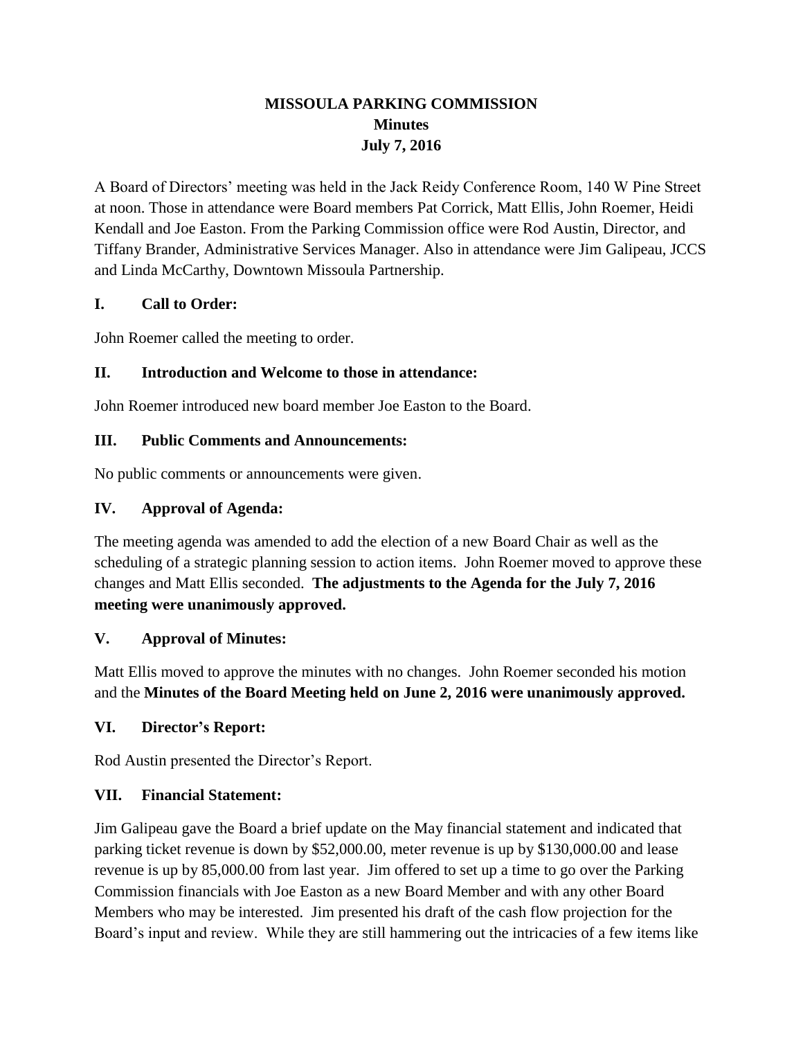# MISSOULA PARKING COMMISSION
## Minutes
## July 7, 2016

A Board of Directors' meeting was held in the Jack Reidy Conference Room, 140 W Pine Street at noon. Those in attendance were Board members Pat Corrick, Matt Ellis, John Roemer, Heidi Kendall and Joe Easton. From the Parking Commission office were Rod Austin, Director, and Tiffany Brander, Administrative Services Manager. Also in attendance were Jim Galipeau, JCCS and Linda McCarthy, Downtown Missoula Partnership.

### I. Call to Order:

John Roemer called the meeting to order.

### II. Introduction and Welcome to those in attendance:

John Roemer introduced new board member Joe Easton to the Board.

### III. Public Comments and Announcements:

No public comments or announcements were given.

### IV. Approval of Agenda:

The meeting agenda was amended to add the election of a new Board Chair as well as the scheduling of a strategic planning session to action items. John Roemer moved to approve these changes and Matt Ellis seconded. **The adjustments to the Agenda for the July 7, 2016 meeting were unanimously approved.**

### V. Approval of Minutes:

Matt Ellis moved to approve the minutes with no changes. John Roemer seconded his motion and the **Minutes of the Board Meeting held on June 2, 2016 were unanimously approved.**

### VI. Director's Report:

Rod Austin presented the Director's Report.

### VII. Financial Statement:

Jim Galipeau gave the Board a brief update on the May financial statement and indicated that parking ticket revenue is down by $52,000.00, meter revenue is up by $130,000.00 and lease revenue is up by 85,000.00 from last year. Jim offered to set up a time to go over the Parking Commission financials with Joe Easton as a new Board Member and with any other Board Members who may be interested. Jim presented his draft of the cash flow projection for the Board's input and review. While they are still hammering out the intricacies of a few items like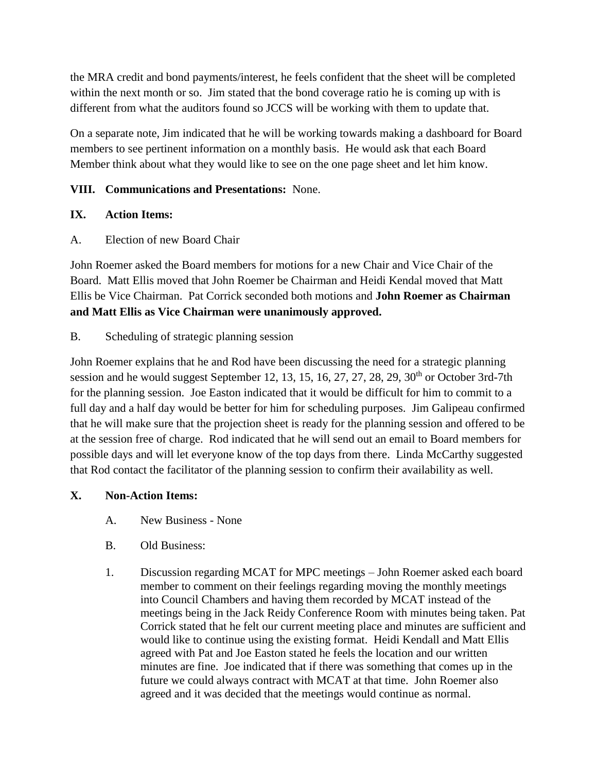the MRA credit and bond payments/interest, he feels confident that the sheet will be completed within the next month or so. Jim stated that the bond coverage ratio he is coming up with is different from what the auditors found so JCCS will be working with them to update that.

On a separate note, Jim indicated that he will be working towards making a dashboard for Board members to see pertinent information on a monthly basis. He would ask that each Board Member think about what they would like to see on the one page sheet and let him know.

**VIII. Communications and Presentations:** None.

**IX. Action Items:**

A. Election of new Board Chair

John Roemer asked the Board members for motions for a new Chair and Vice Chair of the Board. Matt Ellis moved that John Roemer be Chairman and Heidi Kendal moved that Matt Ellis be Vice Chairman. Pat Corrick seconded both motions and **John Roemer as Chairman and Matt Ellis as Vice Chairman were unanimously approved.**

B. Scheduling of strategic planning session

John Roemer explains that he and Rod have been discussing the need for a strategic planning session and he would suggest September 12, 13, 15, 16, 27, 27, 28, 29, 30th or October 3rd-7th for the planning session. Joe Easton indicated that it would be difficult for him to commit to a full day and a half day would be better for him for scheduling purposes. Jim Galipeau confirmed that he will make sure that the projection sheet is ready for the planning session and offered to be at the session free of charge. Rod indicated that he will send out an email to Board members for possible days and will let everyone know of the top days from there. Linda McCarthy suggested that Rod contact the facilitator of the planning session to confirm their availability as well.

**X. Non-Action Items:**

A. New Business - None

B. Old Business:

1. Discussion regarding MCAT for MPC meetings – John Roemer asked each board member to comment on their feelings regarding moving the monthly meetings into Council Chambers and having them recorded by MCAT instead of the meetings being in the Jack Reidy Conference Room with minutes being taken. Pat Corrick stated that he felt our current meeting place and minutes are sufficient and would like to continue using the existing format. Heidi Kendall and Matt Ellis agreed with Pat and Joe Easton stated he feels the location and our written minutes are fine. Joe indicated that if there was something that comes up in the future we could always contract with MCAT at that time. John Roemer also agreed and it was decided that the meetings would continue as normal.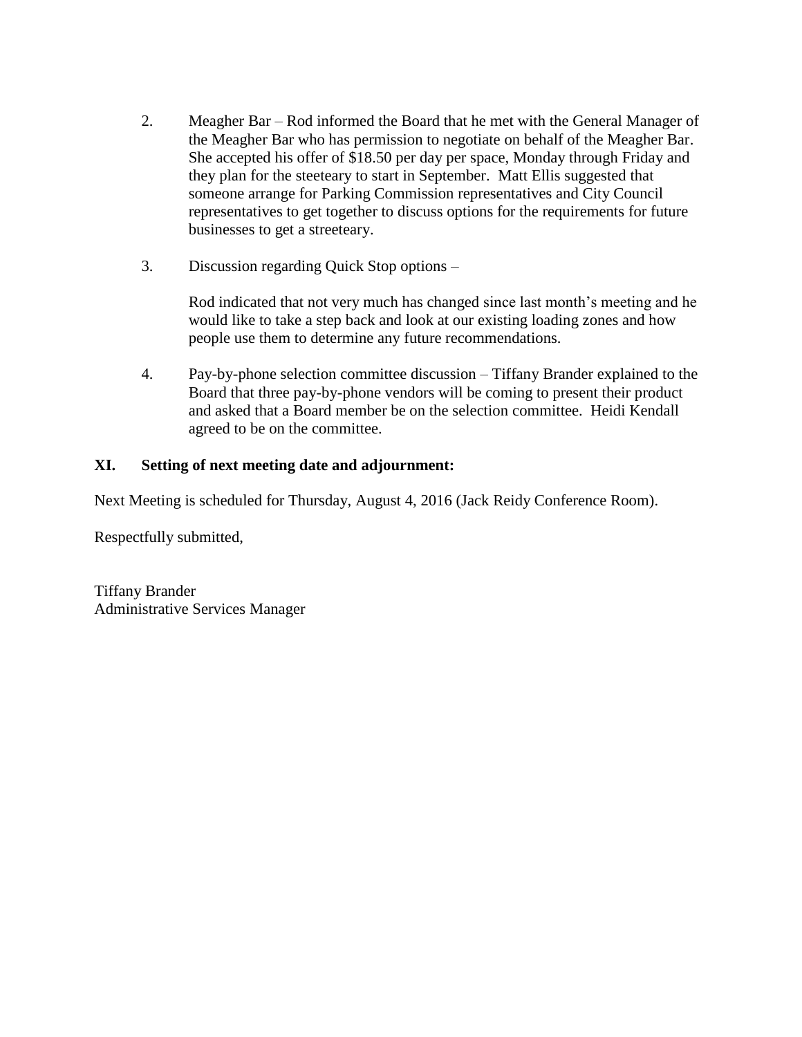2. Meagher Bar – Rod informed the Board that he met with the General Manager of the Meagher Bar who has permission to negotiate on behalf of the Meagher Bar. She accepted his offer of $18.50 per day per space, Monday through Friday and they plan for the steeteary to start in September. Matt Ellis suggested that someone arrange for Parking Commission representatives and City Council representatives to get together to discuss options for the requirements for future businesses to get a streeteary.

3. Discussion regarding Quick Stop options –

   Rod indicated that not very much has changed since last month's meeting and he would like to take a step back and look at our existing loading zones and how people use them to determine any future recommendations.

4. Pay-by-phone selection committee discussion – Tiffany Brander explained to the Board that three pay-by-phone vendors will be coming to present their product and asked that a Board member be on the selection committee. Heidi Kendall agreed to be on the committee.

## XI. Setting of next meeting date and adjournment:

Next Meeting is scheduled for Thursday, August 4, 2016 (Jack Reidy Conference Room).

Respectfully submitted,

Tiffany Brander
Administrative Services Manager